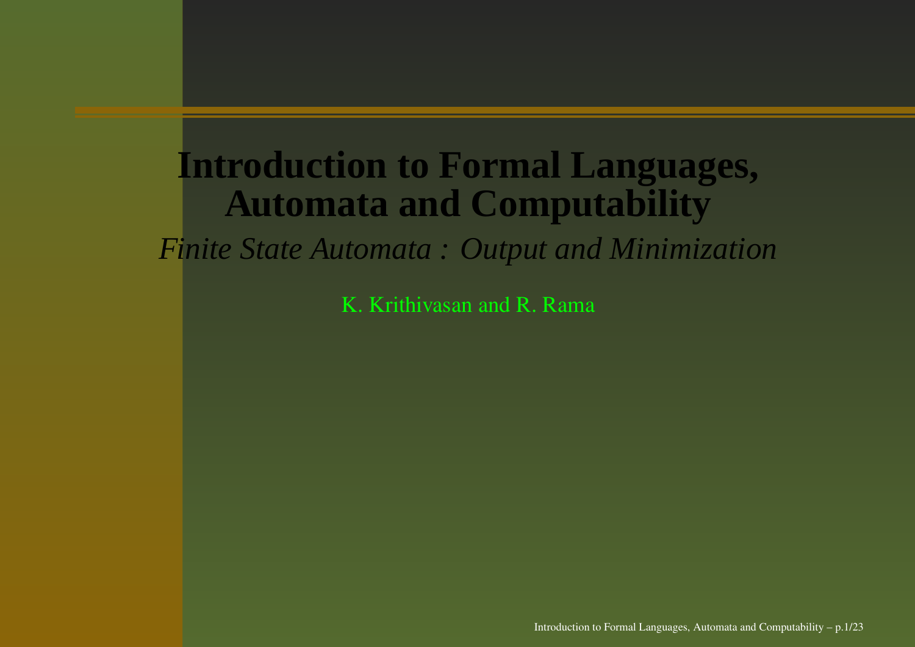# Introduction to Formal Languages, Automata and Computability

*Finite State Automata : Output and Minimization*

K. Krithivasan and R. Rama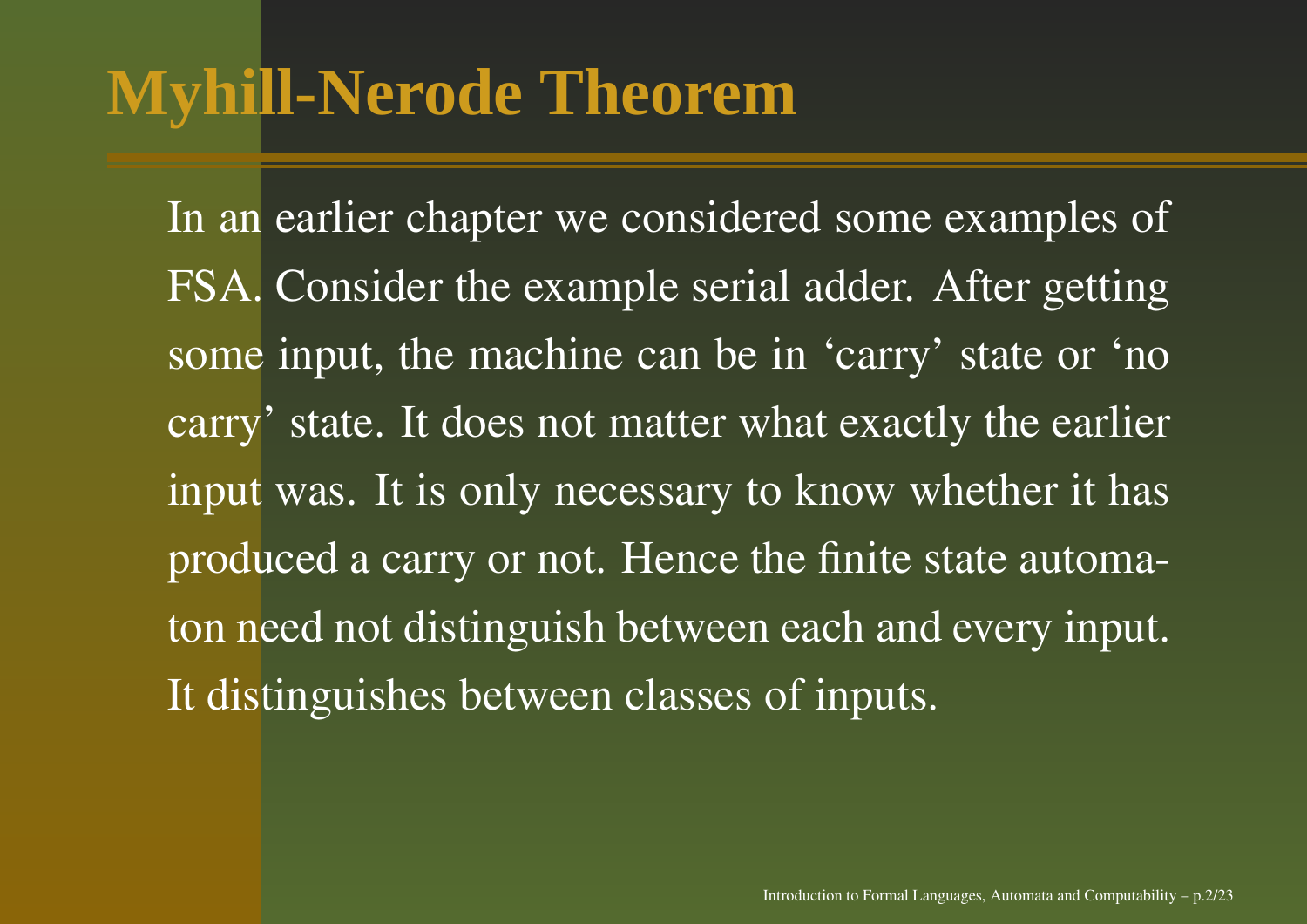# Myhill-Nerode Theorem

In an earlier chapter we considered some examples of FSA. Consider the example serial adder. After getting some input, the machine can be in 'carry' state or 'no carry' state. It does not matter what exactly the earlier input was. It is only necessary to know whether it has produced a carry or not. Hence the finite state automaton need not distinguish between each and every input. It distinguishes between classes of inputs.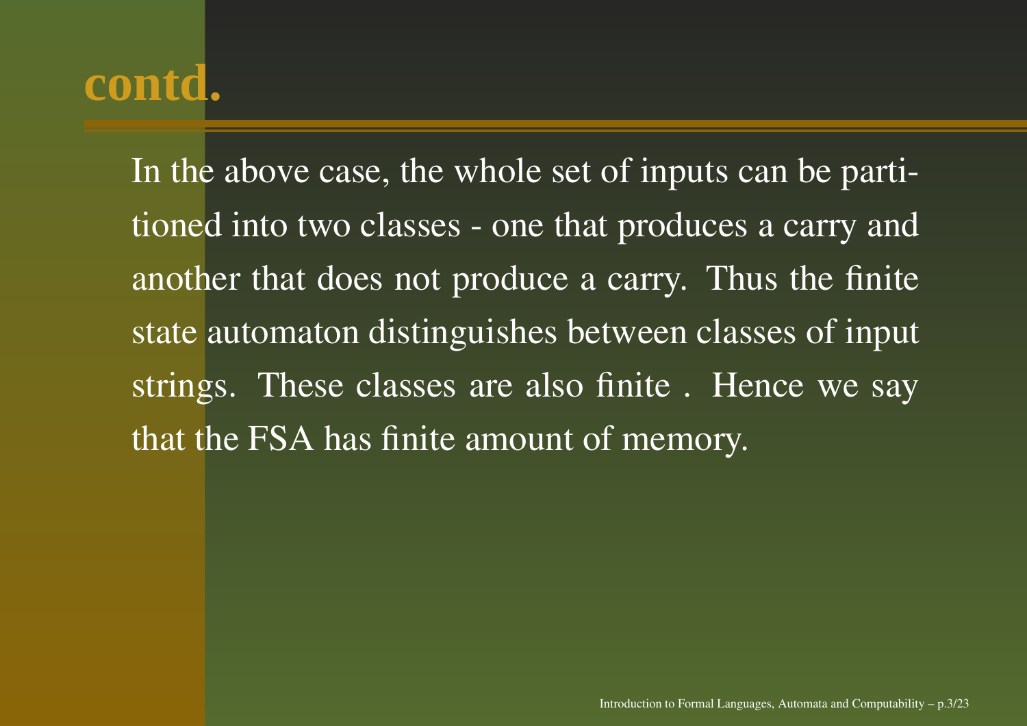# contd.

In the above case, the whole set of inputs can be partitioned into two classes - one that produces a carry and another that does not produce a carry. Thus the finite state automaton distinguishes between classes of input strings. These classes are also finite . Hence we say that the FSA has finite amount of memory.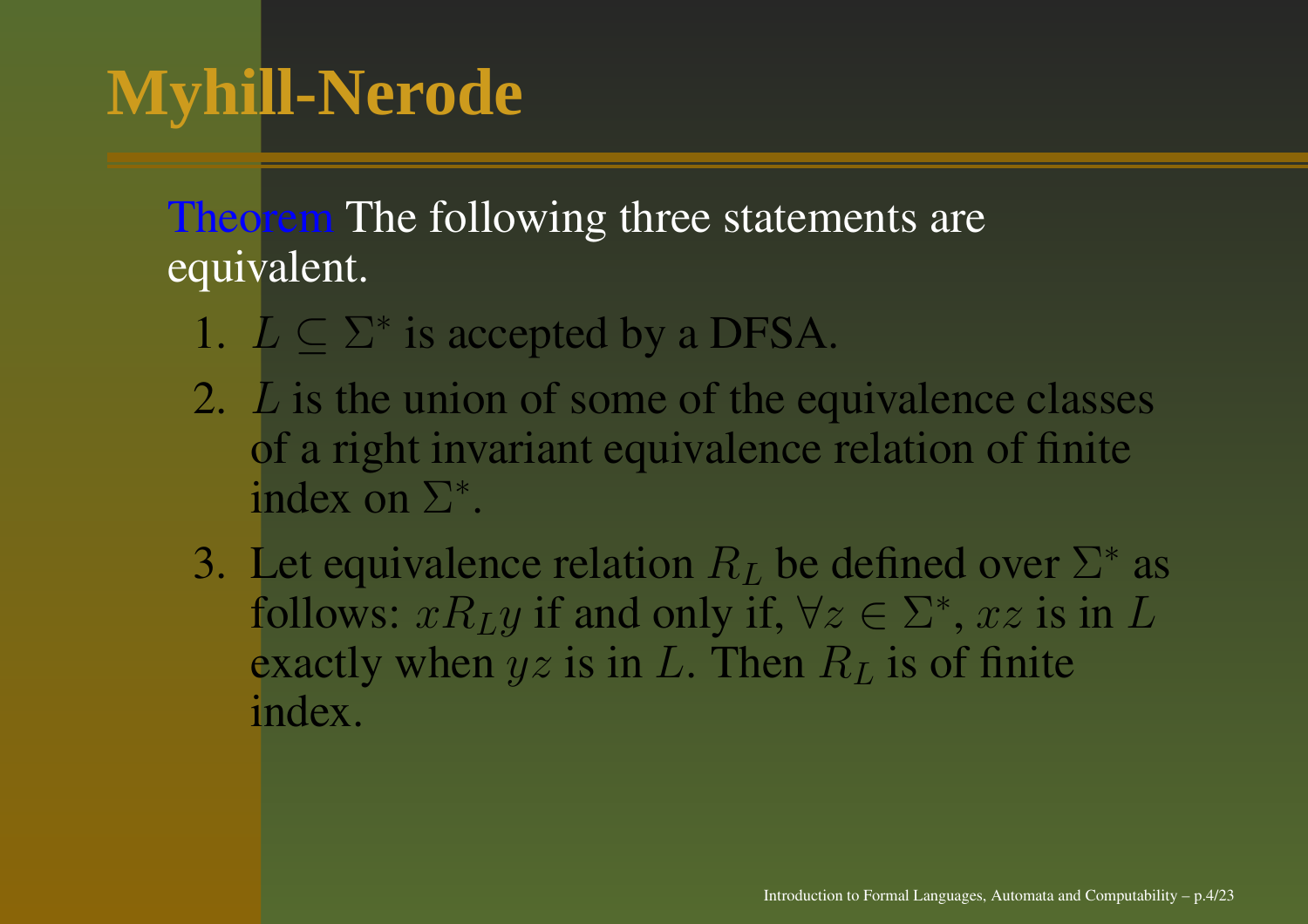# Myhill-Nerode

**Theorem** The following three statements are equivalent.

1. $L \subseteq \Sigma^*$ is accepted by a DFSA.
2. $L$ is the union of some of the equivalence classes of a right invariant equivalence relation of finite index on $\Sigma^*$.
3. Let equivalence relation $R_L$ be defined over $\Sigma^*$ as follows: $xR_Ly$ if and only if, $\forall z \in \Sigma^*$, $xz$ is in $L$ exactly when $yz$ is in $L$. Then $R_L$ is of finite index.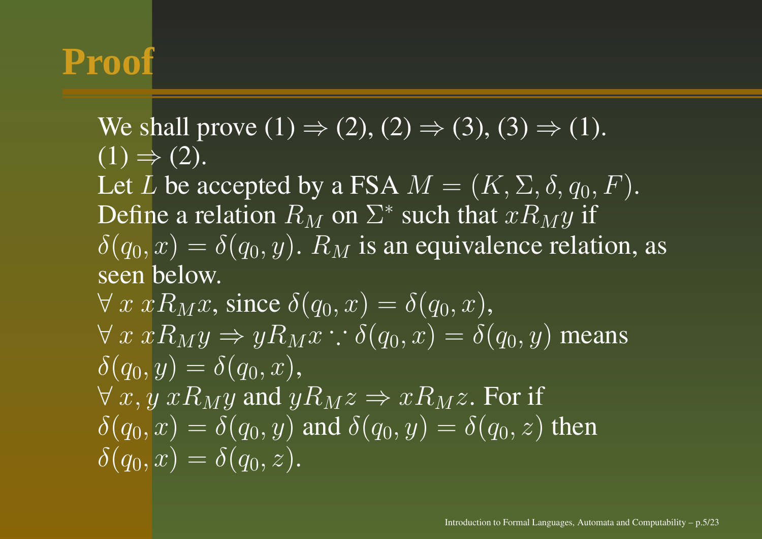# Proof

We shall prove (1) $\Rightarrow$ (2), (2) $\Rightarrow$ (3), (3) $\Rightarrow$ (1).
(1) $\Rightarrow$ (2).
Let $L$ be accepted by a FSA $M = (K, \Sigma, \delta, q_0, F)$.
Define a relation $R_M$ on $\Sigma^*$ such that $xR_My$ if $\delta(q_0, x) = \delta(q_0, y)$. $R_M$ is an equivalence relation, as seen below.
$\forall\ x\ xR_Mx$, since $\delta(q_0, x) = \delta(q_0, x)$,
$\forall\ x\ xR_My \Rightarrow yR_Mx \because \delta(q_0, x) = \delta(q_0, y)$ means $\delta(q_0, y) = \delta(q_0, x)$,
$\forall\ x, y\ xR_My$ and $yR_Mz \Rightarrow xR_Mz$. For if $\delta(q_0, x) = \delta(q_0, y)$ and $\delta(q_0, y) = \delta(q_0, z)$ then $\delta(q_0, x) = \delta(q_0, z)$.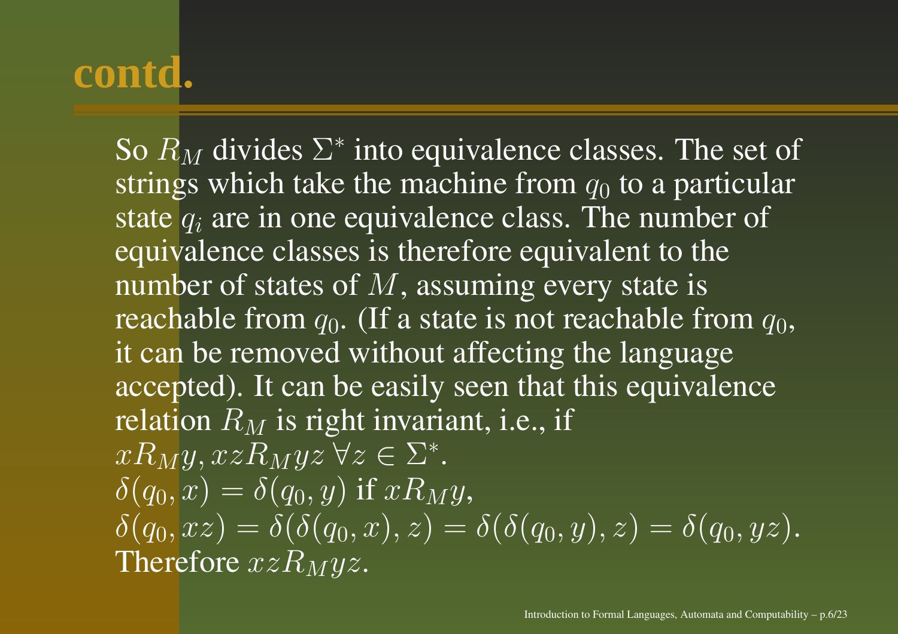# contd.

So $R_M$ divides $\Sigma^*$ into equivalence classes. The set of strings which take the machine from $q_0$ to a particular state $q_i$ are in one equivalence class. The number of equivalence classes is therefore equivalent to the number of states of $M$, assuming every state is reachable from $q_0$. (If a state is not reachable from $q_0$, it can be removed without affecting the language accepted). It can be easily seen that this equivalence relation $R_M$ is right invariant, i.e., if $xR_My, xzR_Myz \, \forall z \in \Sigma^*$.
$\delta(q_0, x) = \delta(q_0, y)$ if $xR_My$,
$\delta(q_0, xz) = \delta(\delta(q_0, x), z) = \delta(\delta(q_0, y), z) = \delta(q_0, yz)$.
Therefore $xzR_Myz$.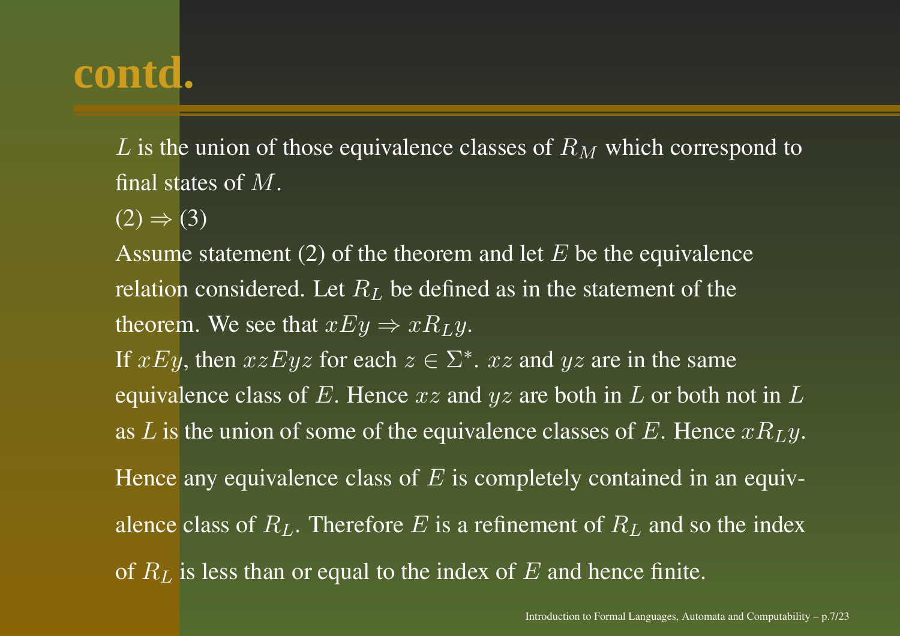# contd.

$L$ is the union of those equivalence classes of $R_M$ which correspond to final states of $M$.

(2) $\Rightarrow$ (3)

Assume statement (2) of the theorem and let $E$ be the equivalence relation considered. Let $R_L$ be defined as in the statement of the theorem. We see that $xEy \Rightarrow xR_Ly$.

If $xEy$, then $xzEyz$ for each $z \in \Sigma^*$. $xz$ and $yz$ are in the same equivalence class of $E$. Hence $xz$ and $yz$ are both in $L$ or both not in $L$ as $L$ is the union of some of the equivalence classes of $E$. Hence $xR_Ly$.

Hence any equivalence class of $E$ is completely contained in an equivalence class of $R_L$. Therefore $E$ is a refinement of $R_L$ and so the index of $R_L$ is less than or equal to the index of $E$ and hence finite.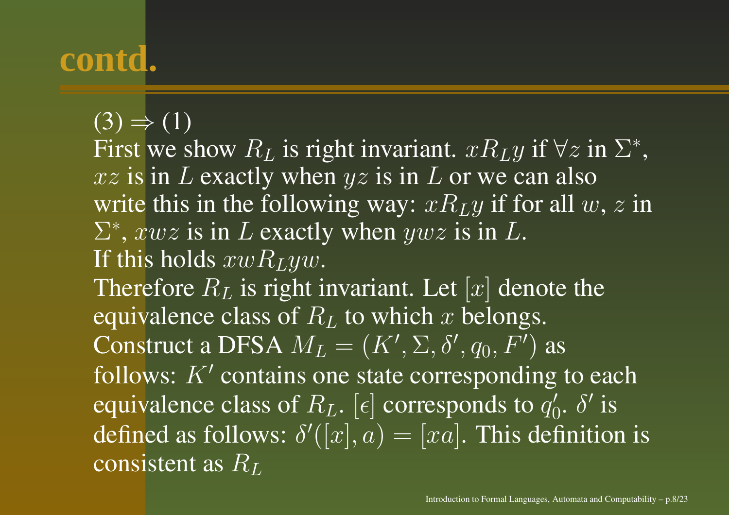# contd.

$(3) \Rightarrow (1)$
First we show $R_L$ is right invariant. $xR_Ly$ if $\forall z$ in $\Sigma^*$, $xz$ is in $L$ exactly when $yz$ is in $L$ or we can also write this in the following way: $xR_Ly$ if for all $w$, $z$ in $\Sigma^*$, $xwz$ is in $L$ exactly when $ywz$ is in $L$.
If this holds $xwR_Lyw$.
Therefore $R_L$ is right invariant. Let $[x]$ denote the equivalence class of $R_L$ to which $x$ belongs.
Construct a DFSA $M_L = (K', \Sigma, \delta', q_0, F')$ as follows: $K'$ contains one state corresponding to each equivalence class of $R_L$. $[\epsilon]$ corresponds to $q'_0$. $\delta'$ is defined as follows: $\delta'([x], a) = [xa]$. This definition is consistent as $R_L$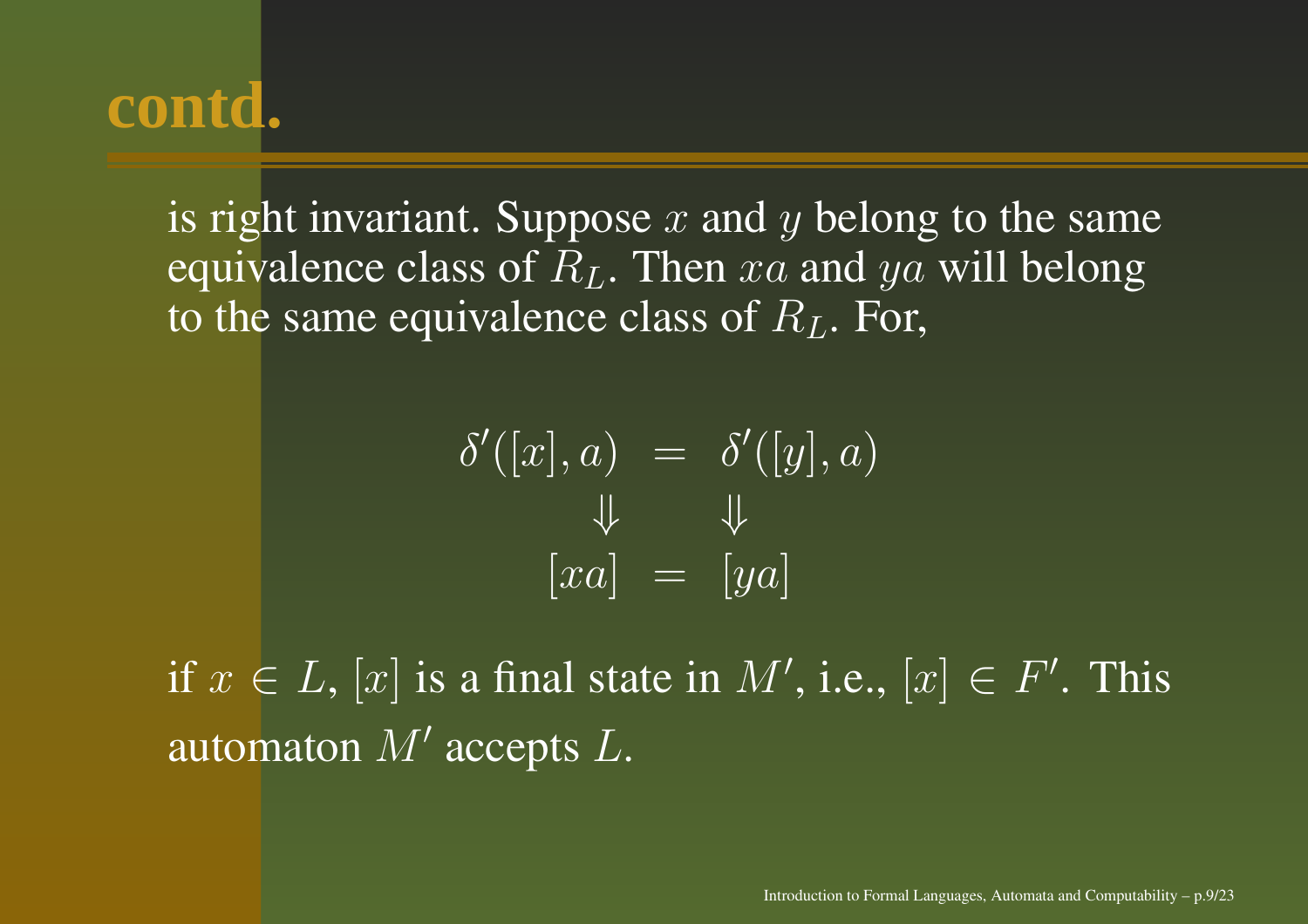# contd.

is right invariant. Suppose $x$ and $y$ belong to the same equivalence class of $R_L$. Then $xa$ and $ya$ will belong to the same equivalence class of $R_L$. For,

$$
\begin{array}{ccc}
\delta'([x], a) & = & \delta'([y], a) \\
\Downarrow & & \Downarrow \\
[xa] & = & [ya]
\end{array}
$$

if $x \in L$, $[x]$ is a final state in $M'$, i.e., $[x] \in F'$. This automaton $M'$ accepts $L$.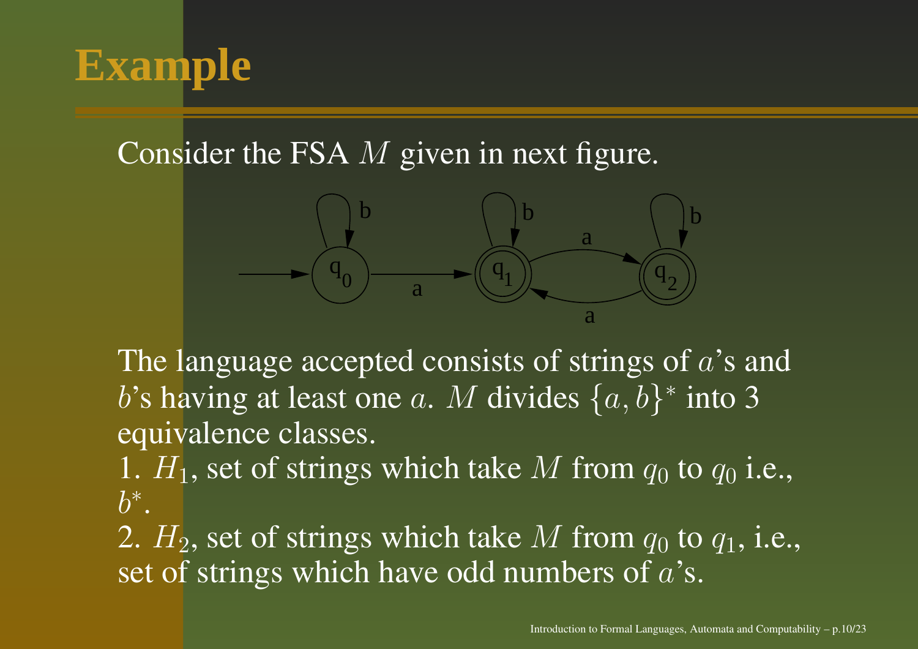# Example

Consider the FSA $M$ given in next figure.

The language accepted consists of strings of $a$'s and $b$'s having at least one $a$. $M$ divides $\{a, b\}^*$ into 3 equivalence classes.

1. $H_1$, set of strings which take $M$ from $q_0$ to $q_0$ i.e., $b^*$.

2. $H_2$, set of strings which take $M$ from $q_0$ to $q_1$, i.e., set of strings which have odd numbers of $a$'s.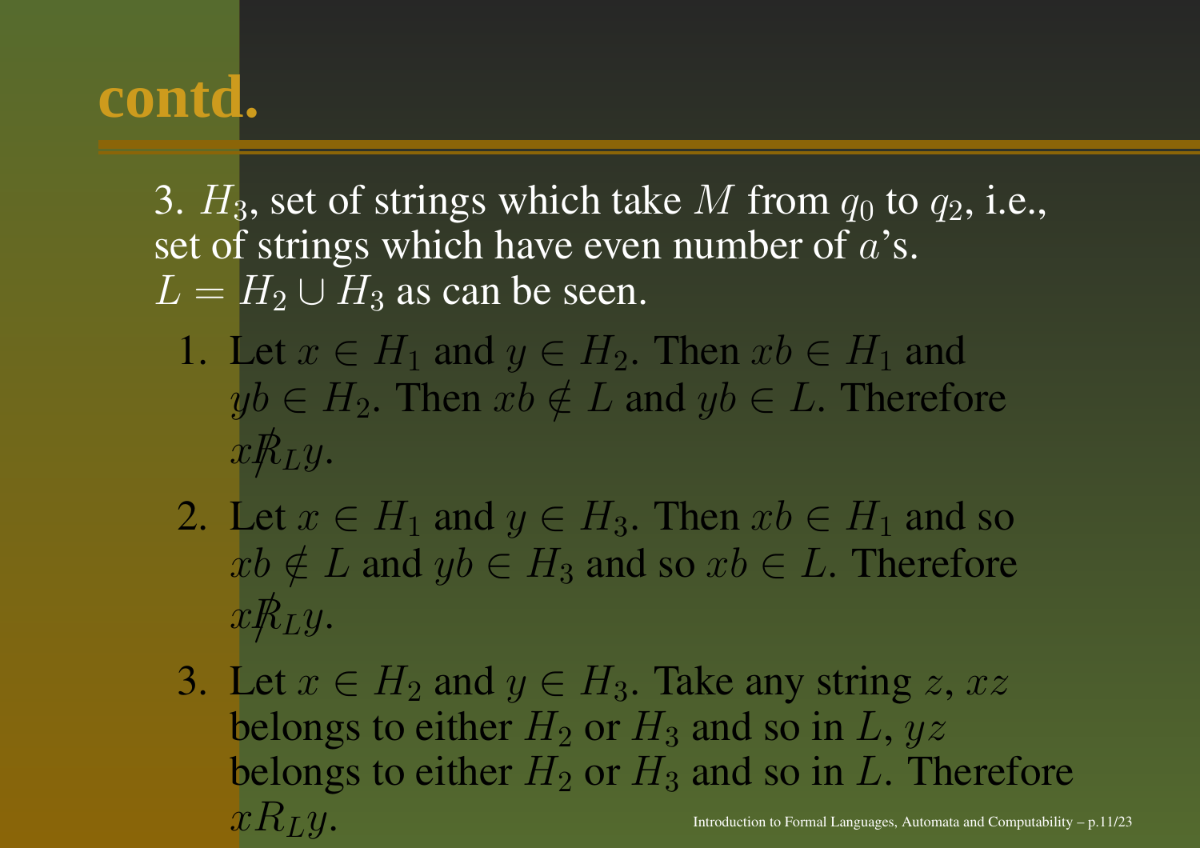# contd.

3. $H_3$, set of strings which take $M$ from $q_0$ to $q_2$, i.e., set of strings which have even number of $a$'s.
$L = H_2 \cup H_3$ as can be seen.

1. Let $x \in H_1$ and $y \in H_2$. Then $xb \in H_1$ and $yb \in H_2$. Then $xb \notin L$ and $yb \in L$. Therefore $x \not R_L y$.
2. Let $x \in H_1$ and $y \in H_3$. Then $xb \in H_1$ and so $xb \notin L$ and $yb \in H_3$ and so $xb \in L$. Therefore $x \not R_L y$.
3. Let $x \in H_2$ and $y \in H_3$. Take any string $z$, $xz$ belongs to either $H_2$ or $H_3$ and so in $L$, $yz$ belongs to either $H_2$ or $H_3$ and so in $L$. Therefore $x R_L y$.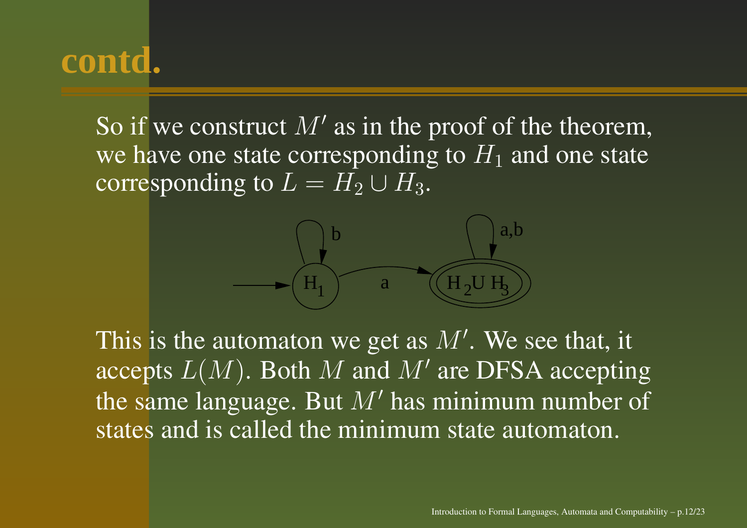# contd.

So if we construct $M'$ as in the proof of the theorem, we have one state corresponding to $H_1$ and one state corresponding to $L = H_2 \cup H_3$.

This is the automaton we get as $M'$. We see that, it accepts $L(M)$. Both $M$ and $M'$ are DFSA accepting the same language. But $M'$ has minimum number of states and is called the minimum state automaton.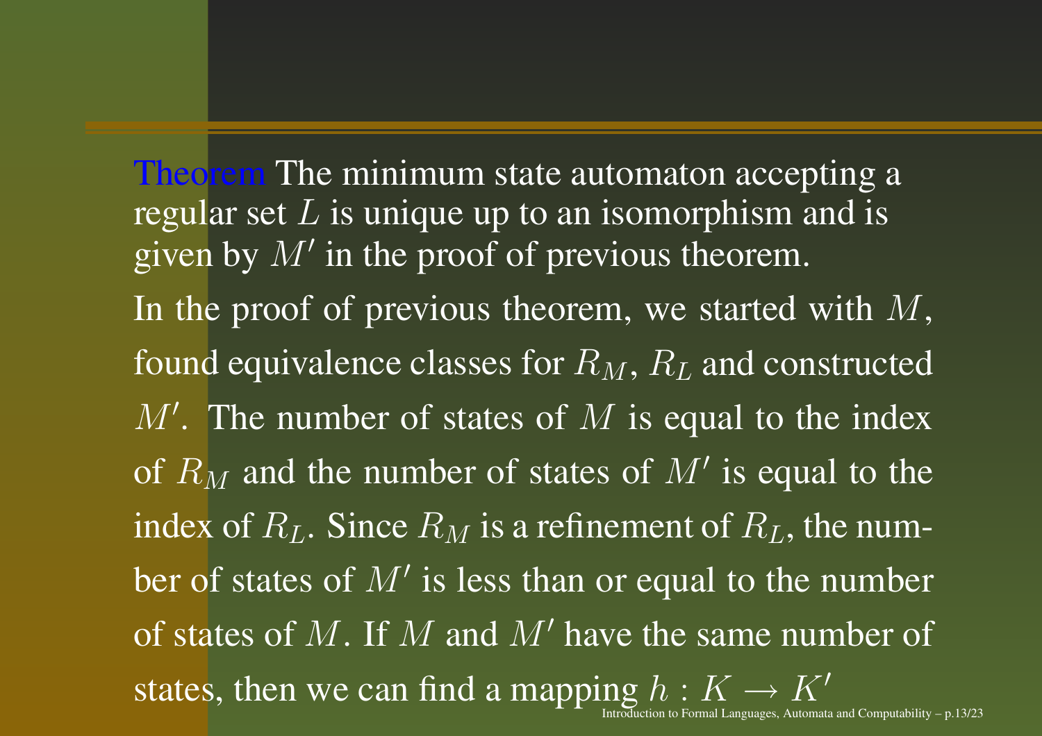**Theorem** The minimum state automaton accepting a regular set $L$ is unique up to an isomorphism and is given by $M'$ in the proof of previous theorem.

In the proof of previous theorem, we started with $M$, found equivalence classes for $R_M$, $R_L$ and constructed $M'$. The number of states of $M$ is equal to the index of $R_M$ and the number of states of $M'$ is equal to the index of $R_L$. Since $R_M$ is a refinement of $R_L$, the number of states of $M'$ is less than or equal to the number of states of $M$. If $M$ and $M'$ have the same number of states, then we can find a mapping $h : K \rightarrow K'$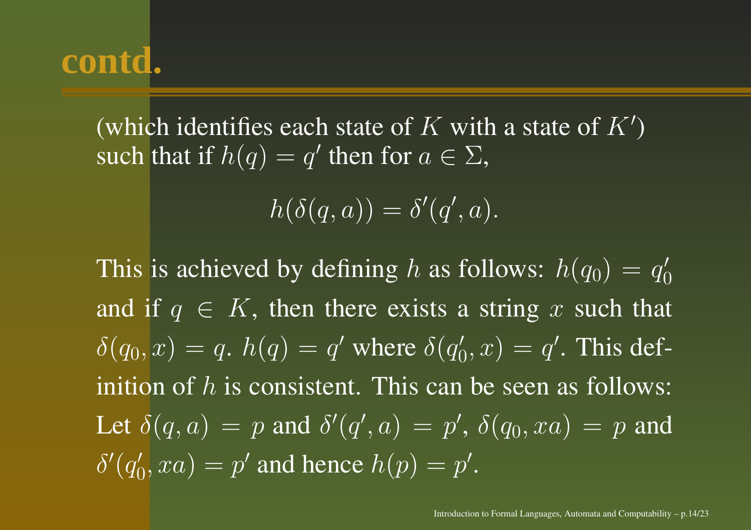# contd.

(which identifies each state of $K$ with a state of $K'$) such that if $h(q) = q'$ then for $a \in \Sigma$,

$$h(\delta(q, a)) = \delta'(q', a).$$

This is achieved by defining $h$ as follows: $h(q_0) = q_0'$ and if $q \in K$, then there exists a string $x$ such that $\delta(q_0, x) = q$. $h(q) = q'$ where $\delta(q_0', x) = q'$. This definition of $h$ is consistent. This can be seen as follows: Let $\delta(q, a) = p$ and $\delta'(q', a) = p'$, $\delta(q_0, xa) = p$ and $\delta'(q_0', xa) = p'$ and hence $h(p) = p'$.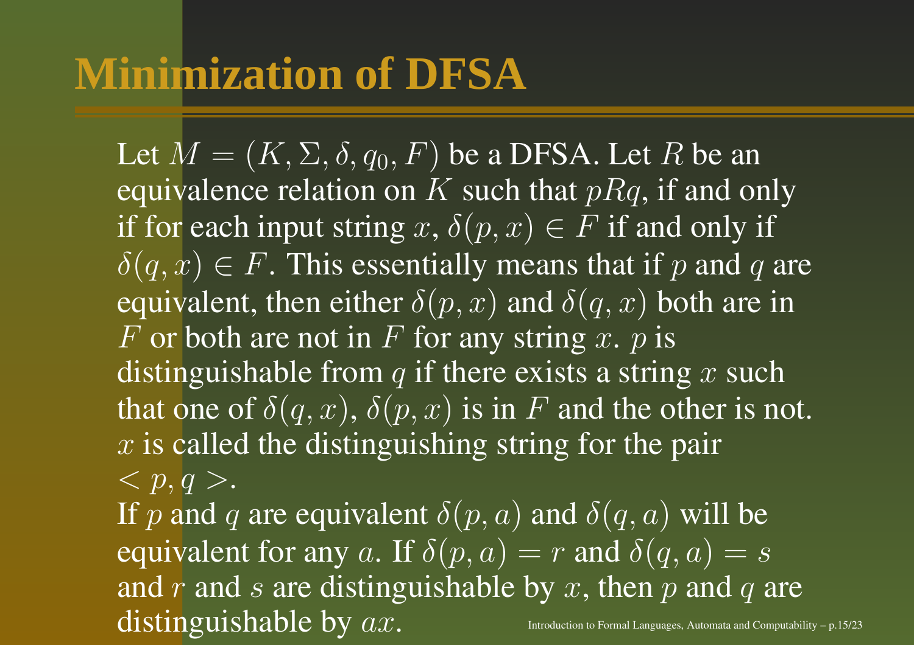# Minimization of DFSA

Let $M = (K, \Sigma, \delta, q_0, F)$ be a DFSA. Let $R$ be an equivalence relation on $K$ such that $pRq$, if and only if for each input string $x$, $\delta(p, x) \in F$ if and only if $\delta(q, x) \in F$. This essentially means that if $p$ and $q$ are equivalent, then either $\delta(p, x)$ and $\delta(q, x)$ both are in $F$ or both are not in $F$ for any string $x$. $p$ is distinguishable from $q$ if there exists a string $x$ such that one of $\delta(q, x)$, $\delta(p, x)$ is in $F$ and the other is not. $x$ is called the distinguishing string for the pair $< p, q >$.

If $p$ and $q$ are equivalent $\delta(p, a)$ and $\delta(q, a)$ will be equivalent for any $a$. If $\delta(p, a) = r$ and $\delta(q, a) = s$ and $r$ and $s$ are distinguishable by $x$, then $p$ and $q$ are distinguishable by $ax$.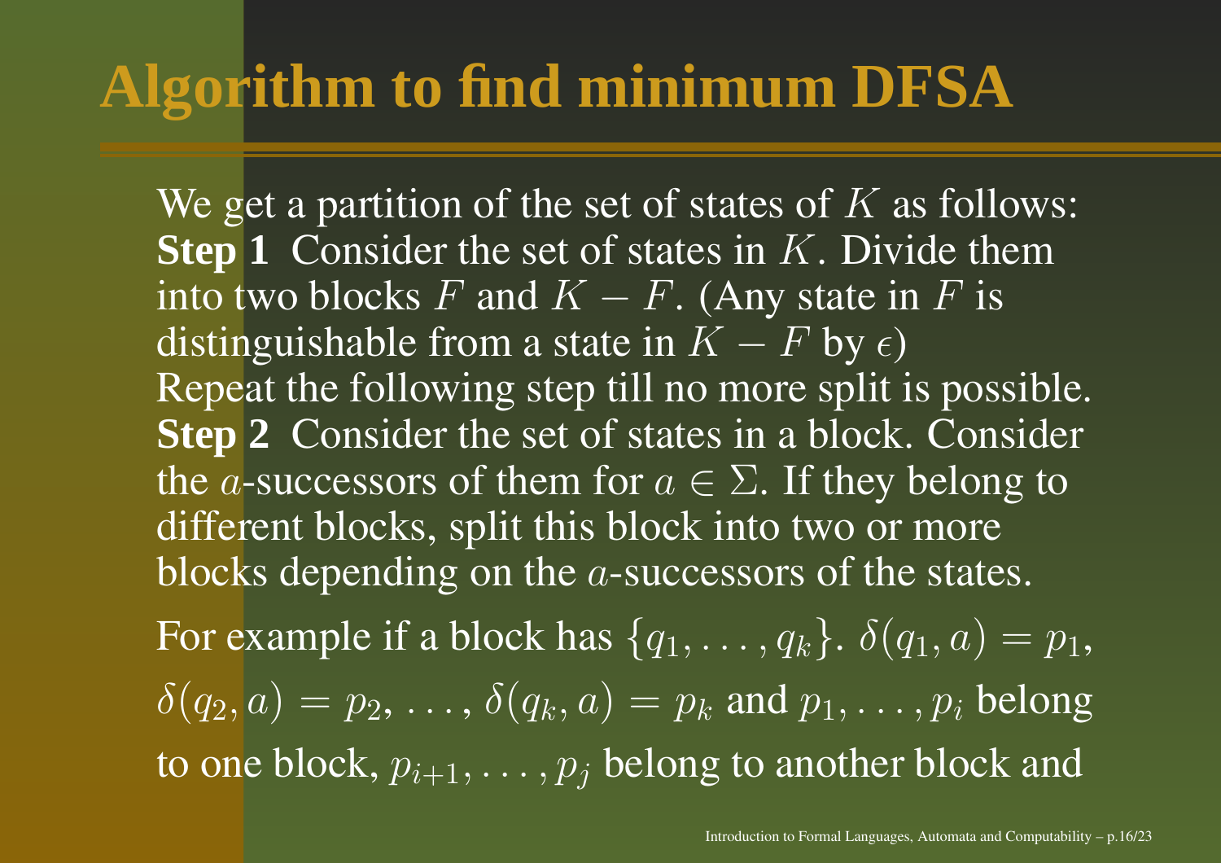# Algorithm to find minimum DFSA

We get a partition of the set of states of $K$ as follows:
**Step 1** Consider the set of states in $K$. Divide them into two blocks $F$ and $K - F$. (Any state in $F$ is distinguishable from a state in $K - F$ by $\epsilon$)
Repeat the following step till no more split is possible.
**Step 2** Consider the set of states in a block. Consider the $a$-successors of them for $a \in \Sigma$. If they belong to different blocks, split this block into two or more blocks depending on the $a$-successors of the states.

For example if a block has $\{q_1, \ldots, q_k\}$. $\delta(q_1, a) = p_1$, $\delta(q_2, a) = p_2$, $\ldots$, $\delta(q_k, a) = p_k$ and $p_1, \ldots, p_i$ belong to one block, $p_{i+1}, \ldots, p_j$ belong to another block and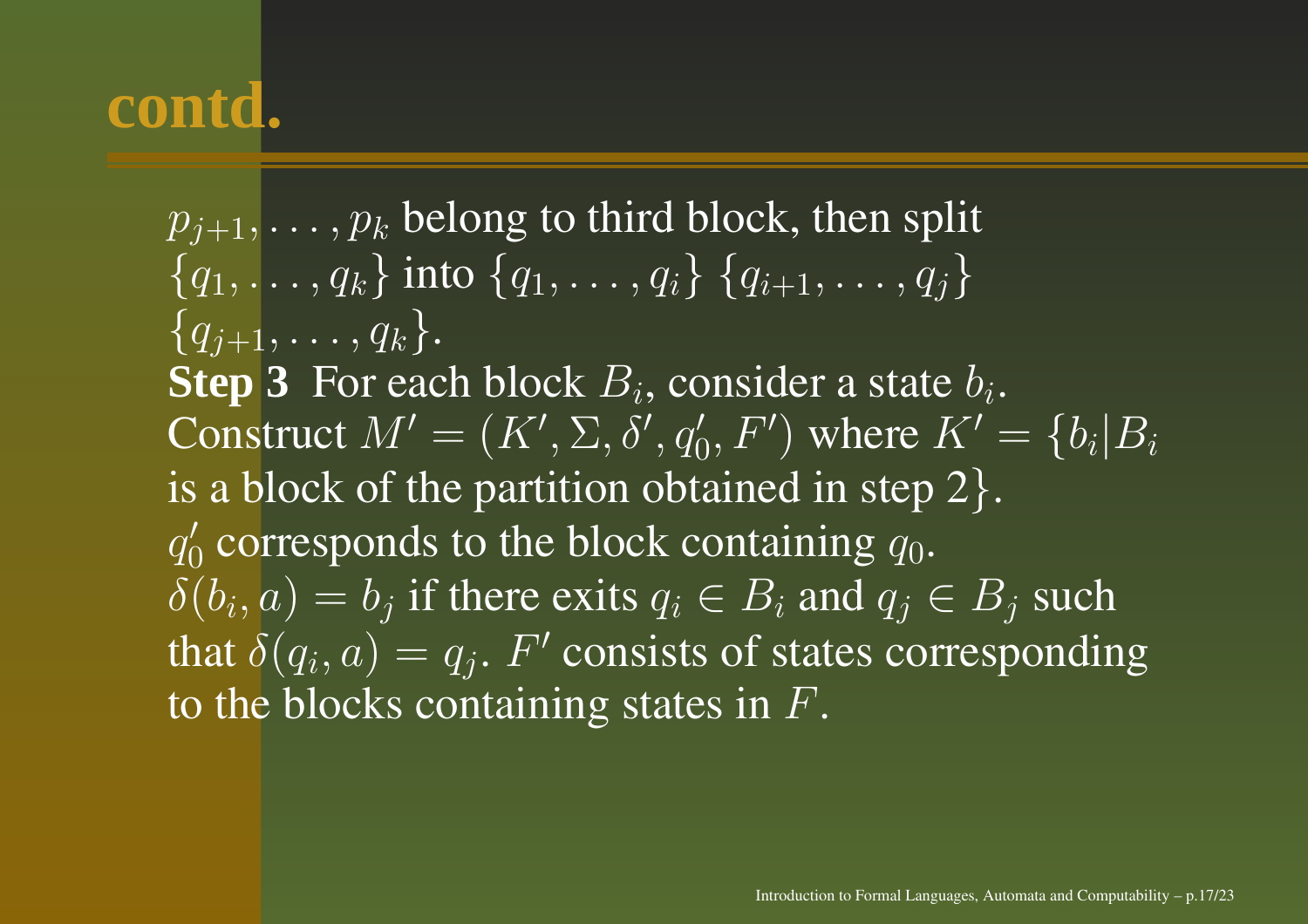# contd.

$p_{j+1}, \ldots, p_k$ belong to third block, then split $\{q_1, \ldots, q_k\}$ into $\{q_1, \ldots, q_i\}$ $\{q_{i+1}, \ldots, q_j\}$ $\{q_{j+1}, \ldots, q_k\}$.

**Step 3** For each block $B_i$, consider a state $b_i$. Construct $M' = (K', \Sigma, \delta', q_0', F')$ where $K' = \{b_i | B_i$ is a block of the partition obtained in step $2\}$. $q_0'$ corresponds to the block containing $q_0$. $\delta(b_i, a) = b_j$ if there exits $q_i \in B_i$ and $q_j \in B_j$ such that $\delta(q_i, a) = q_j$. $F'$ consists of states corresponding to the blocks containing states in $F$.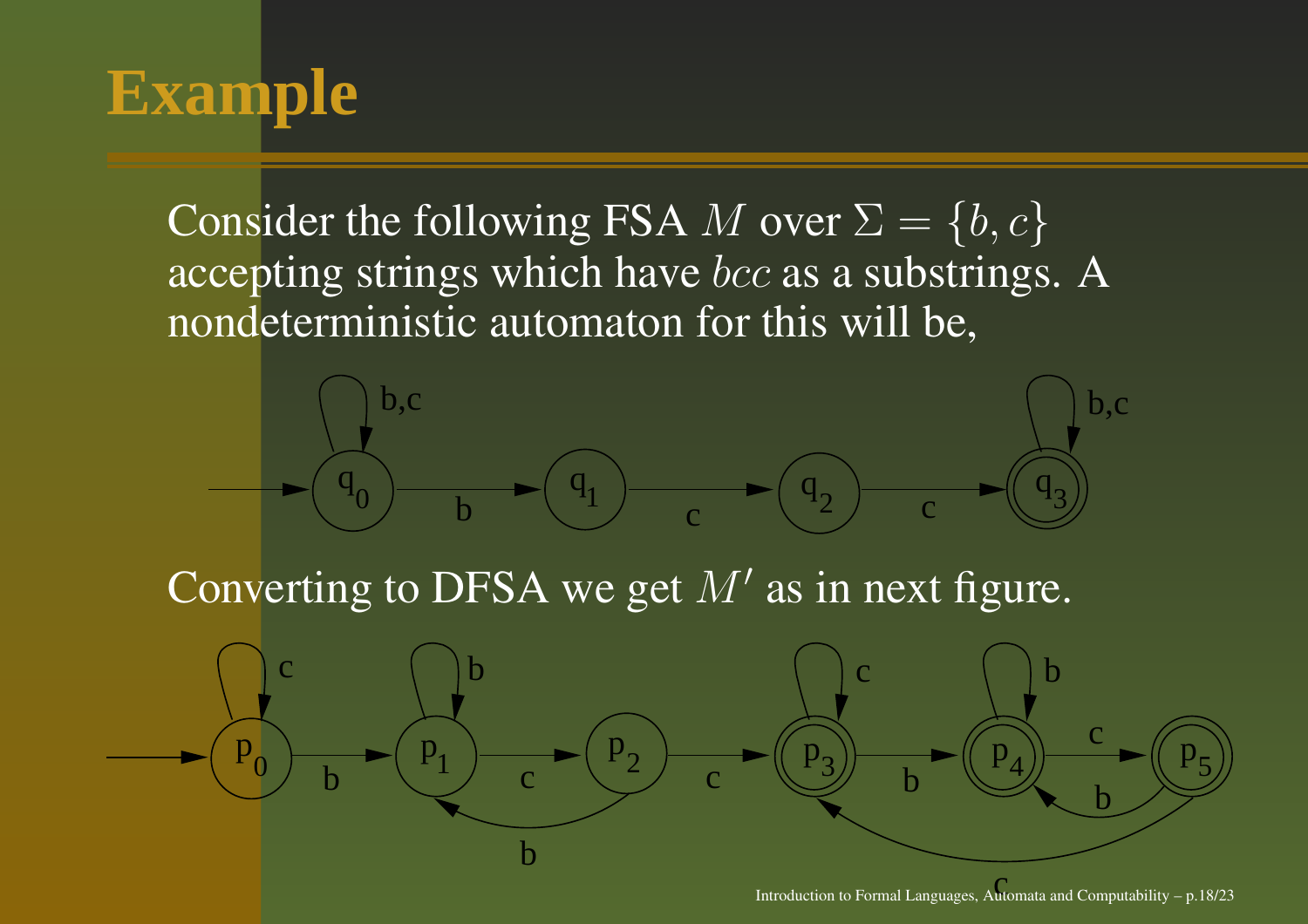# Example

Consider the following FSA $M$ over $\Sigma = \{b, c\}$ accepting strings which have $bcc$ as a substrings. A nondeterministic automaton for this will be,

Converting to DFSA we get $M'$ as in next figure.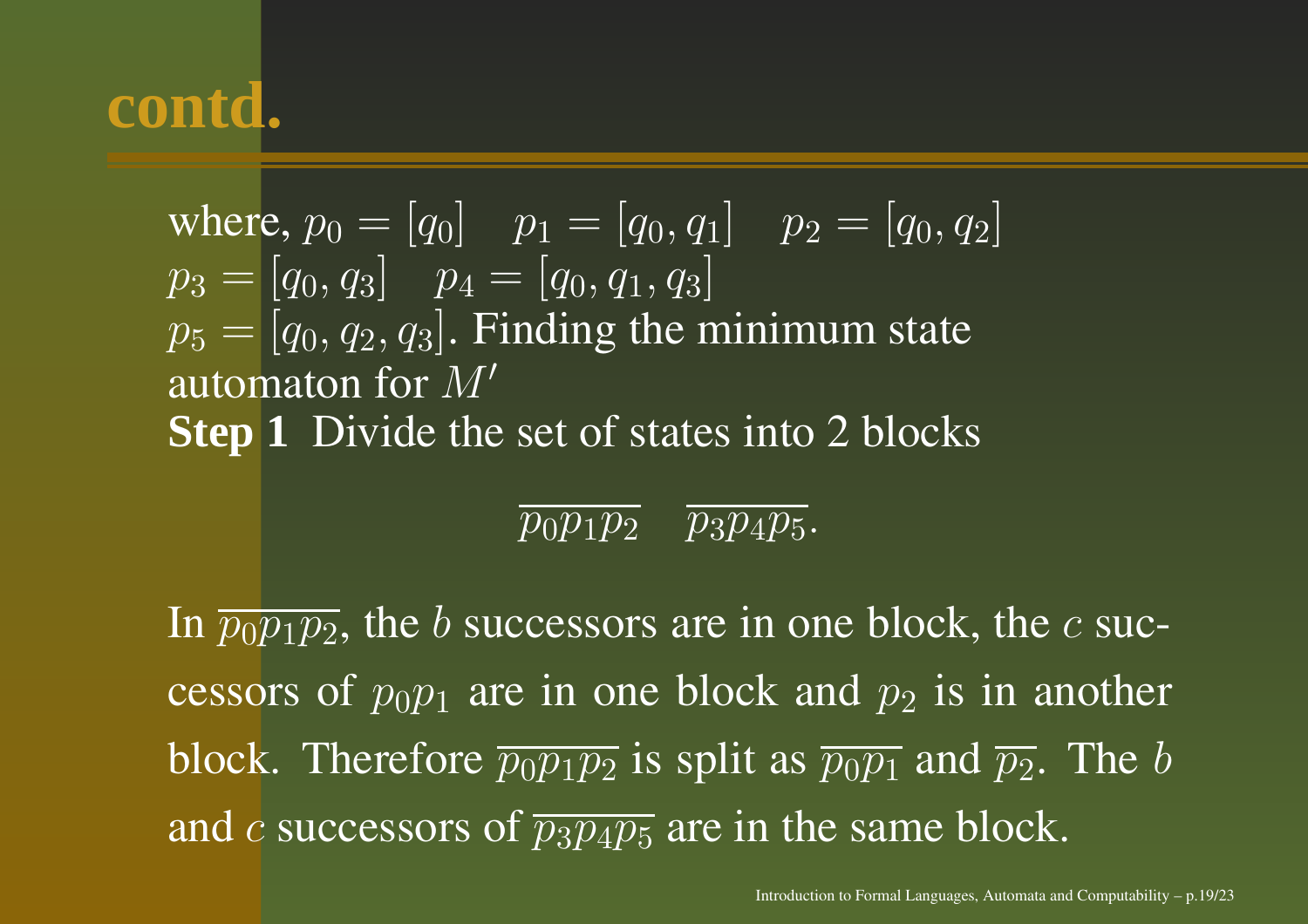# contd.

where, $p_0 = [q_0] \quad p_1 = [q_0, q_1] \quad p_2 = [q_0, q_2]$
$p_3 = [q_0, q_3] \quad p_4 = [q_0, q_1, q_3]$
$p_5 = [q_0, q_2, q_3]$. Finding the minimum state automaton for $M'$
**Step 1** Divide the set of states into 2 blocks

$$\overline{p_0 p_1 p_2} \quad \overline{p_3 p_4 p_5}.$$

In $\overline{p_0 p_1 p_2}$, the $b$ successors are in one block, the $c$ successors of $p_0 p_1$ are in one block and $p_2$ is in another block. Therefore $\overline{p_0 p_1 p_2}$ is split as $\overline{p_0 p_1}$ and $\overline{p_2}$. The $b$ and $c$ successors of $\overline{p_3 p_4 p_5}$ are in the same block.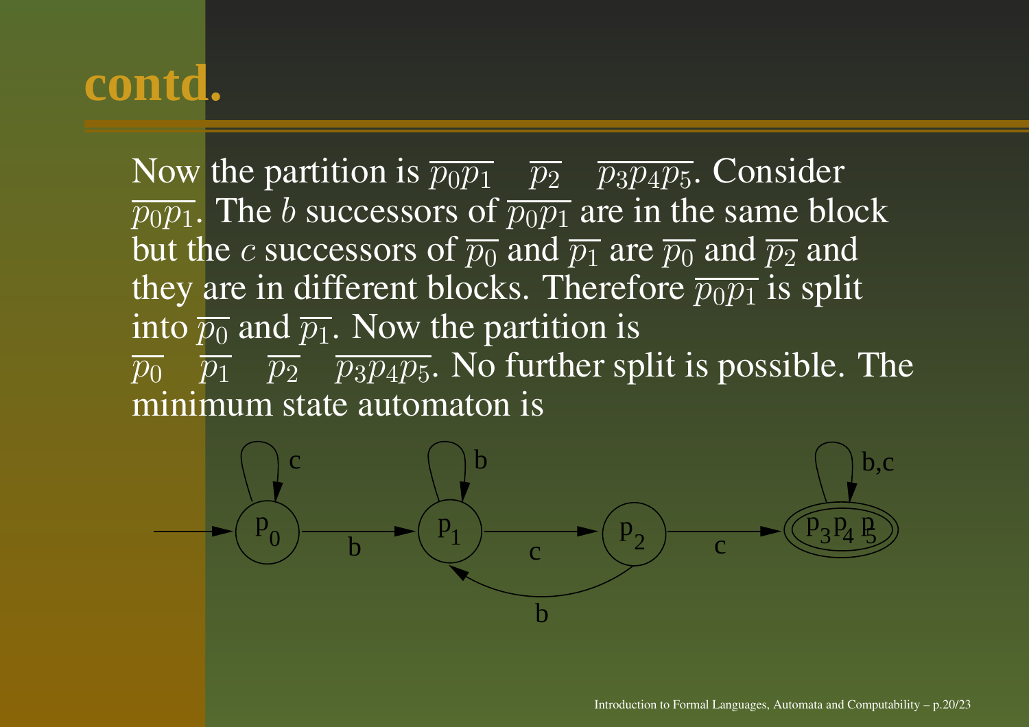# contd.

Now the partition is $\overline{p_0p_1}$ $\overline{p_2}$ $\overline{p_3p_4p_5}$. Consider $\overline{p_0p_1}$. The $b$ successors of $\overline{p_0p_1}$ are in the same block but the $c$ successors of $\overline{p_0}$ and $\overline{p_1}$ are $\overline{p_0}$ and $\overline{p_2}$ and they are in different blocks. Therefore $\overline{p_0p_1}$ is split into $\overline{p_0}$ and $\overline{p_1}$. Now the partition is $\overline{p_0}$ $\overline{p_1}$ $\overline{p_2}$ $\overline{p_3p_4p_5}$. No further split is possible. The minimum state automaton is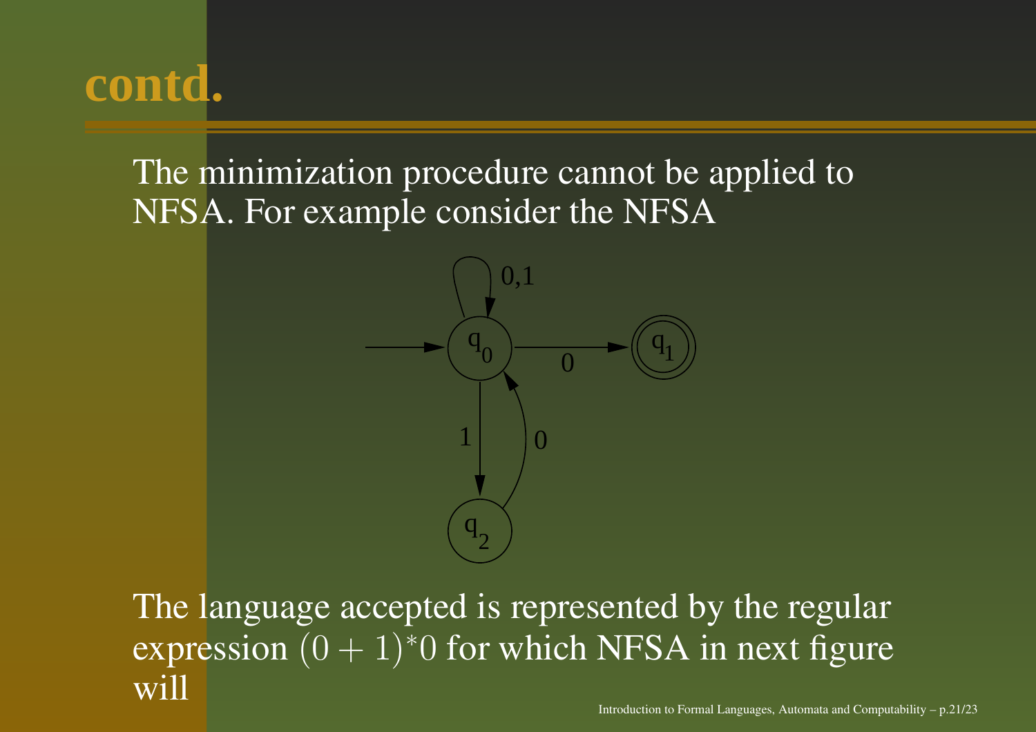# contd.

The minimization procedure cannot be applied to NFSA. For example consider the NFSA

The language accepted is represented by the regular expression $(0+1)^*0$ for which NFSA in next figure will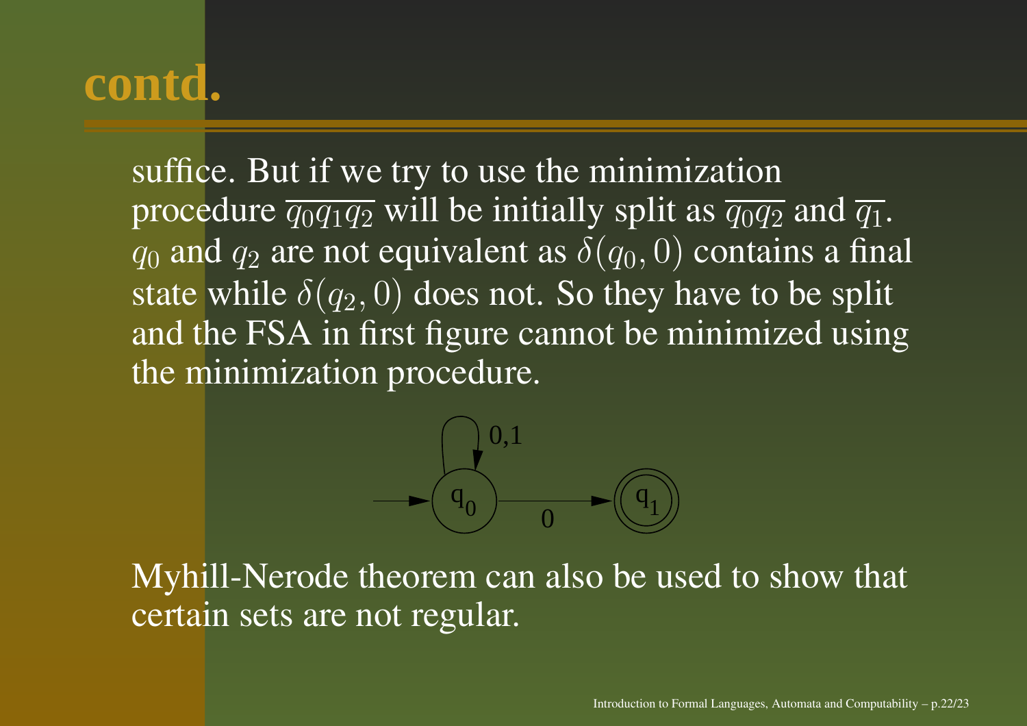# contd.

suffice. But if we try to use the minimization procedure $\overline{q_0 q_1 q_2}$ will be initially split as $\overline{q_0 q_2}$ and $\overline{q_1}$. $q_0$ and $q_2$ are not equivalent as $\delta(q_0, 0)$ contains a final state while $\delta(q_2, 0)$ does not. So they have to be split and the FSA in first figure cannot be minimized using the minimization procedure.

Myhill-Nerode theorem can also be used to show that certain sets are not regular.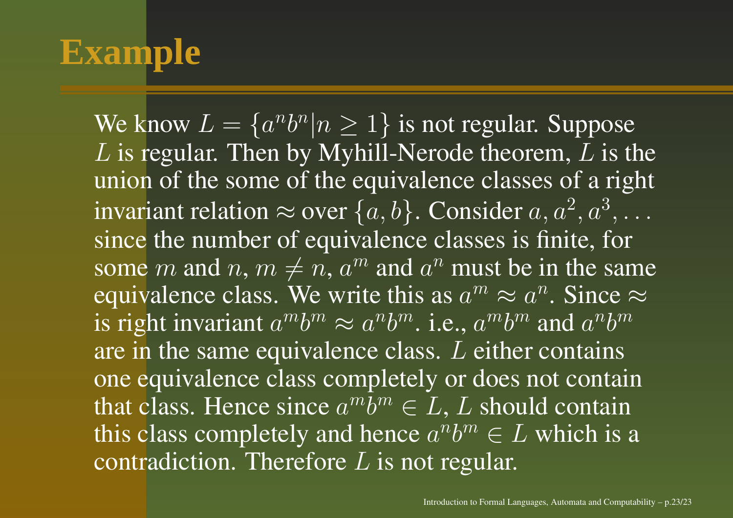# Example

We know $L = \{a^n b^n | n \geq 1\}$ is not regular. Suppose $L$ is regular. Then by Myhill-Nerode theorem, $L$ is the union of the some of the equivalence classes of a right invariant relation $\approx$ over $\{a, b\}$. Consider $a, a^2, a^3, \ldots$ since the number of equivalence classes is finite, for some $m$ and $n$, $m \neq n$, $a^m$ and $a^n$ must be in the same equivalence class. We write this as $a^m \approx a^n$. Since $\approx$ is right invariant $a^m b^m \approx a^n b^m$. i.e., $a^m b^m$ and $a^n b^m$ are in the same equivalence class. $L$ either contains one equivalence class completely or does not contain that class. Hence since $a^m b^m \in L$, $L$ should contain this class completely and hence $a^n b^m \in L$ which is a contradiction. Therefore $L$ is not regular.